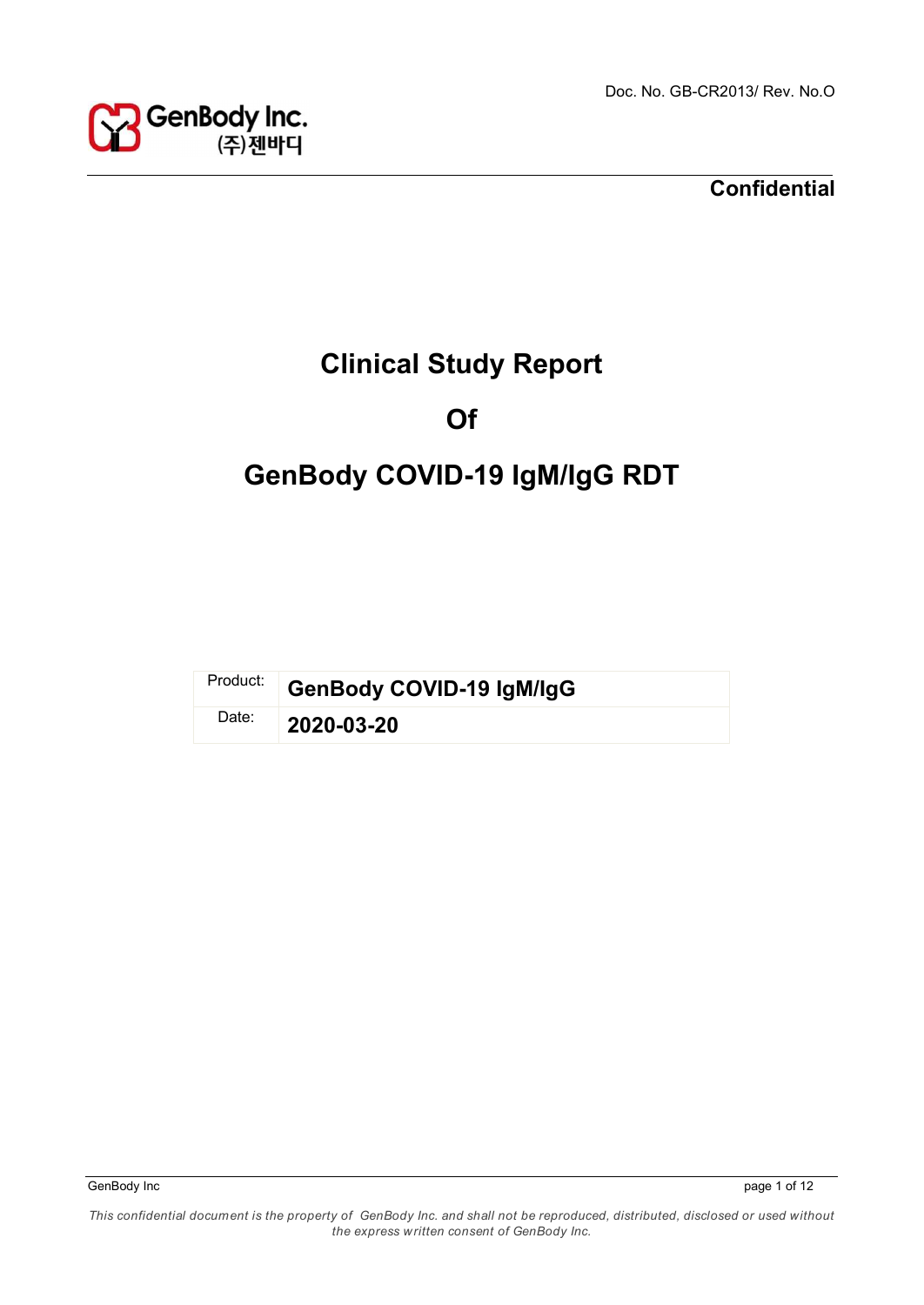Doc. No. GB-CR2013/ Rev. No.O

GenBody Inc.
(주)젠바디

**Confidential**

# Clinical Study Report

# Of

# GenBody COVID-19 IgM/IgG RDT

| | |
|---|---|
| Product: | **GenBody COVID-19 IgM/IgG** |
| Date: | **2020-03-20** |

*This confidential document is the property of GenBody Inc. and shall not be reproduced, distributed, disclosed or used without the express written consent of GenBody Inc.*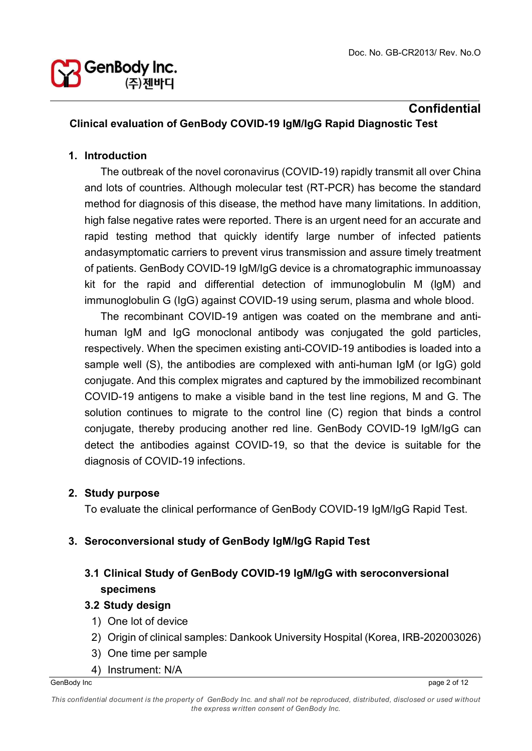## Confidential

### Clinical evaluation of GenBody COVID-19 IgM/IgG Rapid Diagnostic Test

1. **Introduction**

   The outbreak of the novel coronavirus (COVID-19) rapidly transmit all over China and lots of countries. Although molecular test (RT-PCR) has become the standard method for diagnosis of this disease, the method have many limitations. In addition, high false negative rates were reported. There is an urgent need for an accurate and rapid testing method that quickly identify large number of infected patients andasymptomatic carriers to prevent virus transmission and assure timely treatment of patients. GenBody COVID-19 IgM/IgG device is a chromatographic immunoassay kit for the rapid and differential detection of immunoglobulin M (IgM) and immunoglobulin G (IgG) against COVID-19 using serum, plasma and whole blood.

   The recombinant COVID-19 antigen was coated on the membrane and anti-human IgM and IgG monoclonal antibody was conjugated the gold particles, respectively. When the specimen existing anti-COVID-19 antibodies is loaded into a sample well (S), the antibodies are complexed with anti-human IgM (or IgG) gold conjugate. And this complex migrates and captured by the immobilized recombinant COVID-19 antigens to make a visible band in the test line regions, M and G. The solution continues to migrate to the control line (C) region that binds a control conjugate, thereby producing another red line. GenBody COVID-19 IgM/IgG can detect the antibodies against COVID-19, so that the device is suitable for the diagnosis of COVID-19 infections.

2. **Study purpose**

   To evaluate the clinical performance of GenBody COVID-19 IgM/IgG Rapid Test.

3. **Seroconversional study of GenBody IgM/IgG Rapid Test**

   **3.1 Clinical Study of GenBody COVID-19 IgM/IgG with seroconversional specimens**

   **3.2 Study design**

   1) One lot of device
   2) Origin of clinical samples: Dankook University Hospital (Korea, IRB-202003026)
   3) One time per sample
   4) Instrument: N/A

*This confidential document is the property of GenBody Inc. and shall not be reproduced, distributed, disclosed or used without the express written consent of GenBody Inc.*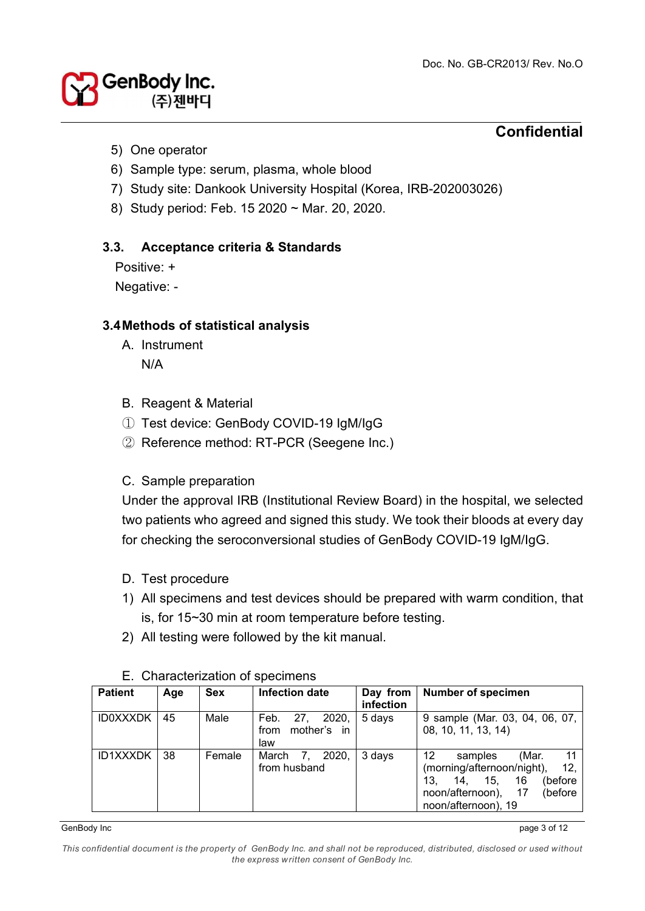5) One operator
6) Sample type: serum, plasma, whole blood
7) Study site: Dankook University Hospital (Korea, IRB-202003026)
8) Study period: Feb. 15 2020 ~ Mar. 20, 2020.

### 3.3. Acceptance criteria & Standards

Positive: +

Negative: -

### 3.4 Methods of statistical analysis

A. Instrument

N/A

B. Reagent & Material

① Test device: GenBody COVID-19 IgM/IgG

② Reference method: RT-PCR (Seegene Inc.)

C. Sample preparation

Under the approval IRB (Institutional Review Board) in the hospital, we selected two patients who agreed and signed this study. We took their bloods at every day for checking the seroconversional studies of GenBody COVID-19 IgM/IgG.

D. Test procedure

1) All specimens and test devices should be prepared with warm condition, that is, for 15~30 min at room temperature before testing.
2) All testing were followed by the kit manual.

E. Characterization of specimens

| Patient | Age | Sex | Infection date | Day from infection | Number of specimen |
|---|---|---|---|---|---|
| ID0XXXDK | 45 | Male | Feb. 27, 2020, from mother's in law | 5 days | 9 sample (Mar. 03, 04, 06, 07, 08, 10, 11, 13, 14) |
| ID1XXXDK | 38 | Female | March 7, 2020, from husband | 3 days | 12 samples (Mar. 11 (morning/afternoon/night), 12, 13, 14, 15, 16 (before noon/afternoon), 17 (before noon/afternoon), 19 |

*This confidential document is the property of GenBody Inc. and shall not be reproduced, distributed, disclosed or used without the express written consent of GenBody Inc.*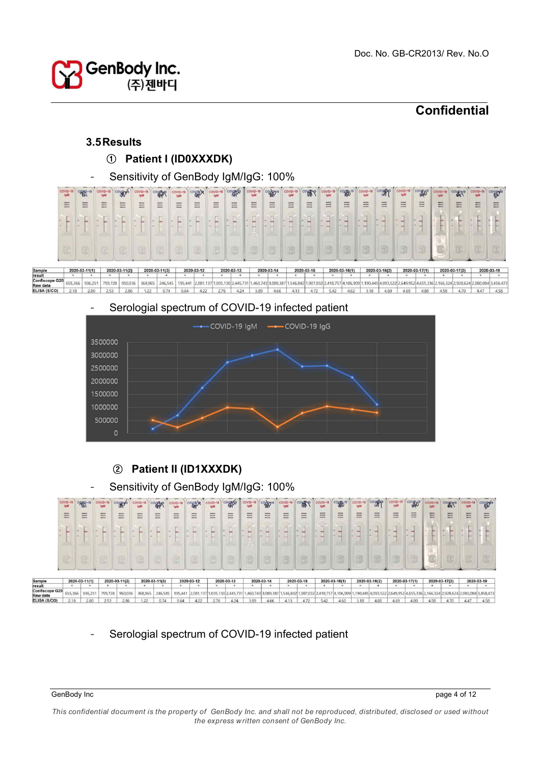Doc. No. GB-CR2013/ Rev. No.O

GenBody Inc.
(주)젠바디

**Confidential**

### 3.5 Results

① **Patient I (ID0XXXDK)**

- Sensitivity of GenBody IgM/IgG: 100%

| Sample | 2020-03-11(1) | | 2020-03-11(2) | | 2020-03-11(3) | | 2020-03-12 | | 2020-03-13 | | 2020-03-14 | | 2020-03-15 | | 2020-03-16(1) | | 2020-03-16(2) | | 2020-03-17(1) | | 2020-03-17(2) | | 2020-03-19 | |
|---|---|---|---|---|---|---|---|---|---|---|---|---|---|---|---|---|---|---|---|---|---|---|---|---|
| result | + | + | + | + | + | + | + | + | + | + | + | + | + | + | + | + | + | + | + | + | + | + | + | + |
| Confiscope G20 Raw data | 655,366 | 936,251 | 759,728 | 950,036 | 368,965 | 246,545 | 195,441 | 2,081,137 | 1,035,130 | 2,445,731 | 1,460,743 | 3,089,387 | 1,546,842 | 1,907,032 | 2,418,757 | 4,106,909 | 1,190,445 | 4,093,522 | 2,649,952 | 4,655,336 | 2,166,324 | 2,928,624 | 2,080,084 | 3,458,473 |
| ELISA (S/CO) | 2.18 | 2.80 | 2.53 | 2.86 | 1.22 | 0.74 | 0.64 | 4.22 | 2.76 | 4.24 | 3.89 | 4.66 | 4.13 | 4.72 | 5.42 | 4.62 | 3.18 | 4.60 | 4.69 | 4.80 | 4.58 | 4.70 | 4.47 | 4.58 |

- Serologial spectrum of COVID-19 infected patient

COVID-19 IgM
COVID-19 IgG
3500000
3000000
2500000
2000000
1500000
1000000
500000
0

② **Patient II (ID1XXXDK)**

- Sensitivity of GenBody IgM/IgG: 100%

| Sample | 2020-03-11(1) | | 2020-03-11(2) | | 2020-03-11(3) | | 2020-03-12 | | 2020-03-13 | | 2020-03-14 | | 2020-03-15 | | 2020-03-16(1) | | 2020-03-16(2) | | 2020-03-17(1) | | 2020-03-17(2) | | 2020-03-19 | |
|---|---|---|---|---|---|---|---|---|---|---|---|---|---|---|---|---|---|---|---|---|---|---|---|---|
| result | + | + | + | + | + | + | + | + | + | + | + | + | + | + | + | + | + | + | + | + | + | + | + | + |
| Confiscope G20 Raw data | 655,366 | 936,251 | 759,728 | 950,036 | 368,965 | 246,545 | 195,441 | 2,081,137 | 1,035,130 | 2,445,731 | 1,460,743 | 3,089,387 | 1,546,842 | 1,907,032 | 2,418,757 | 4,106,909 | 1,190,445 | 4,093,522 | 2,649,952 | 4,655,336 | 2,166,324 | 2,928,624 | 2,080,084 | 3,458,473 |
| ELISA (S/CO) | 2.18 | 2.80 | 2.53 | 2.86 | 1.22 | 0.74 | 0.64 | 4.22 | 2.76 | 4.24 | 3.89 | 4.66 | 4.13 | 4.72 | 5.42 | 4.62 | 3.18 | 4.60 | 4.69 | 4.80 | 4.58 | 4.70 | 4.47 | 4.58 |

- Serologial spectrum of COVID-19 infected patient

*This confidential document is the property of GenBody Inc. and shall not be reproduced, distributed, disclosed or used without the express written consent of GenBody Inc.*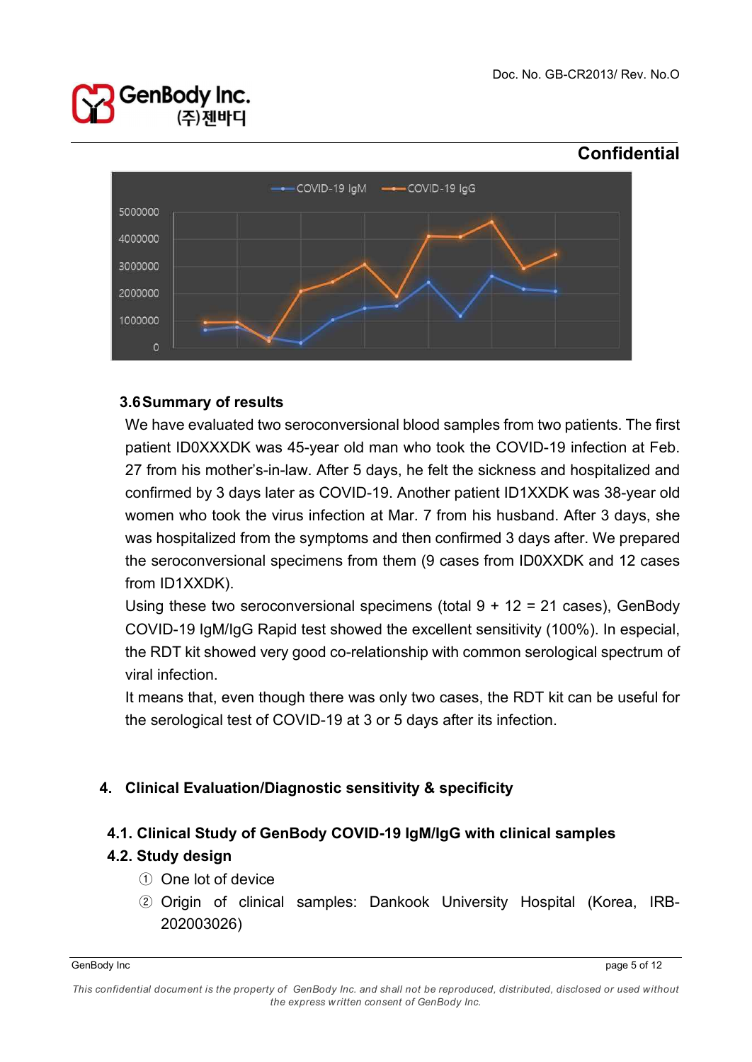COVID-19 IgM
COVID-19 IgG

5000000
4000000
3000000
2000000
1000000
0

### 3.6 Summary of results

We have evaluated two seroconversional blood samples from two patients. The first patient ID0XXXDK was 45-year old man who took the COVID-19 infection at Feb. 27 from his mother's-in-law. After 5 days, he felt the sickness and hospitalized and confirmed by 3 days later as COVID-19. Another patient ID1XXDK was 38-year old women who took the virus infection at Mar. 7 from his husband. After 3 days, she was hospitalized from the symptoms and then confirmed 3 days after. We prepared the seroconversional specimens from them (9 cases from ID0XXDK and 12 cases from ID1XXDK).

Using these two seroconversional specimens (total 9 + 12 = 21 cases), GenBody COVID-19 IgM/IgG Rapid test showed the excellent sensitivity (100%). In especial, the RDT kit showed very good co-relationship with common serological spectrum of viral infection.

It means that, even though there was only two cases, the RDT kit can be useful for the serological test of COVID-19 at 3 or 5 days after its infection.

## 4. Clinical Evaluation/Diagnostic sensitivity & specificity

### 4.1. Clinical Study of GenBody COVID-19 IgM/IgG with clinical samples

### 4.2. Study design

① One lot of device

② Origin of clinical samples: Dankook University Hospital (Korea, IRB-202003026)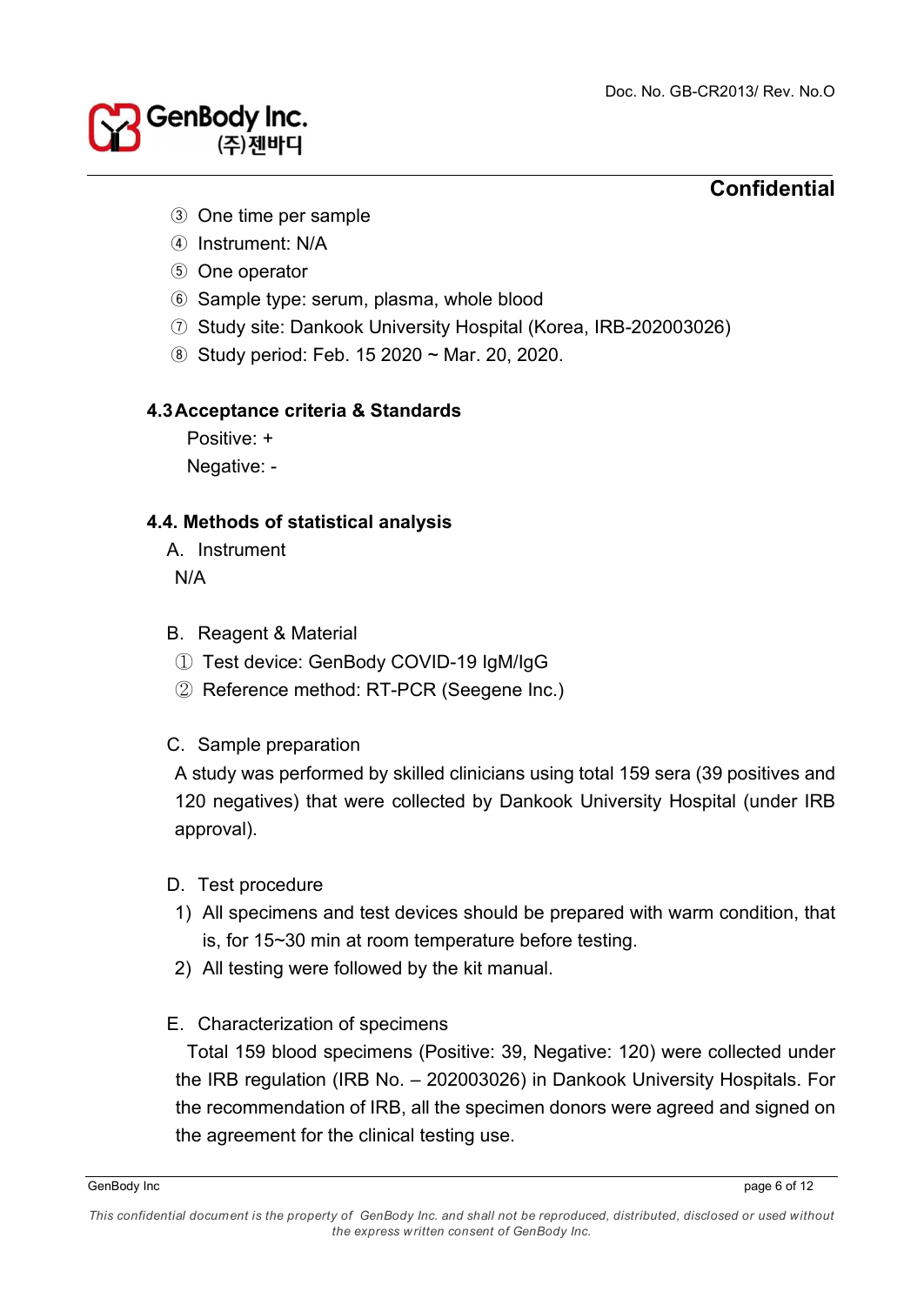③ One time per sample
④ Instrument: N/A
⑤ One operator
⑥ Sample type: serum, plasma, whole blood
⑦ Study site: Dankook University Hospital (Korea, IRB-202003026)
⑧ Study period: Feb. 15 2020 ~ Mar. 20, 2020.

### 4.3 Acceptance criteria & Standards

Positive: +
Negative: -

### 4.4. Methods of statistical analysis

A. Instrument

N/A

B. Reagent & Material

① Test device: GenBody COVID-19 IgM/IgG
② Reference method: RT-PCR (Seegene Inc.)

C. Sample preparation

A study was performed by skilled clinicians using total 159 sera (39 positives and 120 negatives) that were collected by Dankook University Hospital (under IRB approval).

D. Test procedure

1) All specimens and test devices should be prepared with warm condition, that is, for 15~30 min at room temperature before testing.
2) All testing were followed by the kit manual.

E. Characterization of specimens

Total 159 blood specimens (Positive: 39, Negative: 120) were collected under the IRB regulation (IRB No. – 202003026) in Dankook University Hospitals. For the recommendation of IRB, all the specimen donors were agreed and signed on the agreement for the clinical testing use.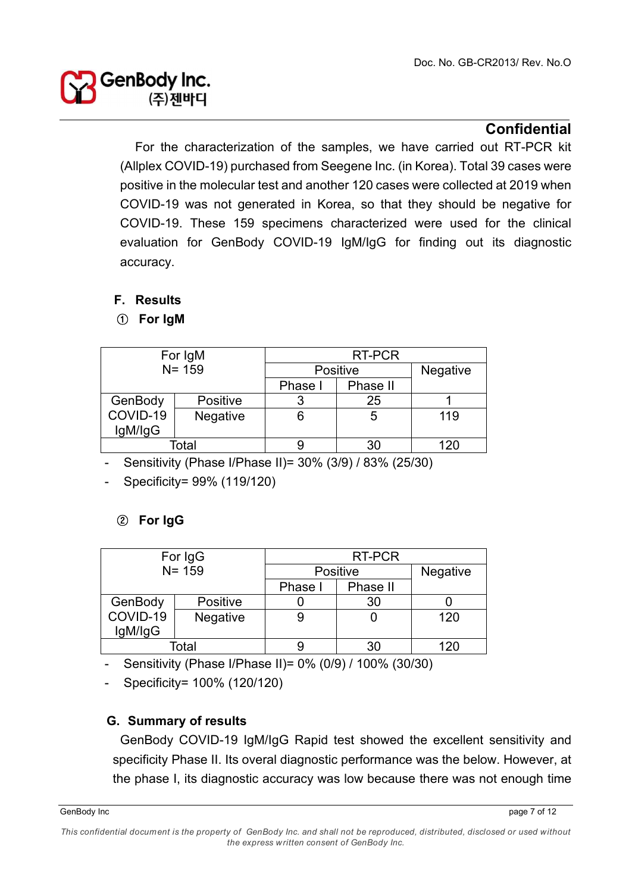**Confidential**

For the characterization of the samples, we have carried out RT-PCR kit (Allplex COVID-19) purchased from Seegene Inc. (in Korea). Total 39 cases were positive in the molecular test and another 120 cases were collected at 2019 when COVID-19 was not generated in Korea, so that they should be negative for COVID-19. These 159 specimens characterized were used for the clinical evaluation for GenBody COVID-19 IgM/IgG for finding out its diagnostic accuracy.

### F. Results

#### ① For IgM

| For IgM N= 159 | | RT-PCR | | |
|---|---|---|---|---|
| | | Positive | | Negative |
| | | Phase I | Phase II | |
| GenBody COVID-19 IgM/IgG | Positive | 3 | 25 | 1 |
| | Negative | 6 | 5 | 119 |
| Total | | 9 | 30 | 120 |

- Sensitivity (Phase I/Phase II)= 30% (3/9) / 83% (25/30)
- Specificity= 99% (119/120)

#### ② For IgG

| For IgG N= 159 | | RT-PCR | | |
|---|---|---|---|---|
| | | Positive | | Negative |
| | | Phase I | Phase II | |
| GenBody COVID-19 IgM/IgG | Positive | 0 | 30 | 0 |
| | Negative | 9 | 0 | 120 |
| Total | | 9 | 30 | 120 |

- Sensitivity (Phase I/Phase II)= 0% (0/9) / 100% (30/30)
- Specificity= 100% (120/120)

### G. Summary of results

GenBody COVID-19 IgM/IgG Rapid test showed the excellent sensitivity and specificity Phase II. Its overal diagnostic performance was the below. However, at the phase I, its diagnostic accuracy was low because there was not enough time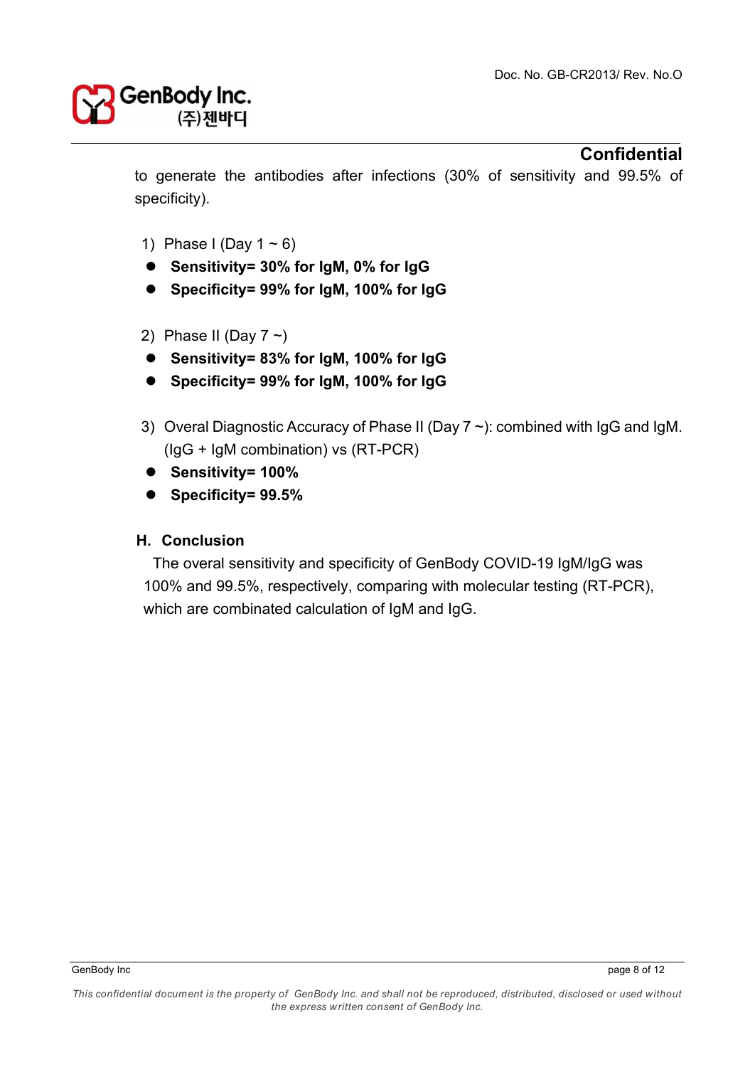to generate the antibodies after infections (30% of sensitivity and 99.5% of specificity).

1) Phase I (Day 1 ~ 6)

- **Sensitivity= 30% for IgM, 0% for IgG**
- **Specificity= 99% for IgM, 100% for IgG**

2) Phase II (Day 7 ~)

- **Sensitivity= 83% for IgM, 100% for IgG**
- **Specificity= 99% for IgM, 100% for IgG**

3) Overal Diagnostic Accuracy of Phase II (Day 7 ~): combined with IgG and IgM. (IgG + IgM combination) vs (RT-PCR)

- **Sensitivity= 100%**
- **Specificity= 99.5%**

## H. Conclusion

The overal sensitivity and specificity of GenBody COVID-19 IgM/IgG was 100% and 99.5%, respectively, comparing with molecular testing (RT-PCR), which are combinated calculation of IgM and IgG.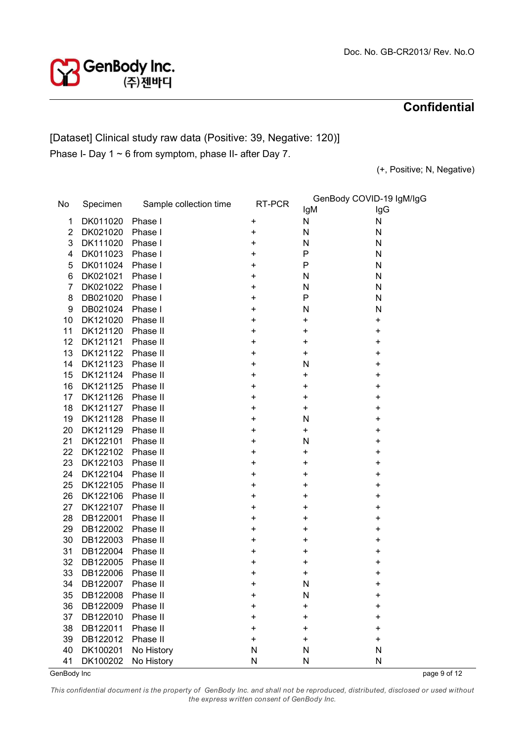Doc. No. GB-CR2013/ Rev. No.O

GenBody Inc.
(주)젠바디

**Confidential**

[Dataset] Clinical study raw data (Positive: 39, Negative: 120)]

Phase I- Day 1 ~ 6 from symptom, phase II- after Day 7.

(+, Positive; N, Negative)

| No | Specimen | Sample collection time | RT-PCR | GenBody COVID-19 IgM/IgG | |
|---|---|---|---|---|---|
| | | | | IgM | IgG |
| 1 | DK011020 | Phase I | + | N | N |
| 2 | DK021020 | Phase I | + | N | N |
| 3 | DK111020 | Phase I | + | N | N |
| 4 | DK011023 | Phase I | + | P | N |
| 5 | DK011024 | Phase I | + | P | N |
| 6 | DK021021 | Phase I | + | N | N |
| 7 | DK021022 | Phase I | + | N | N |
| 8 | DB021020 | Phase I | + | P | N |
| 9 | DB021024 | Phase I | + | N | N |
| 10 | DK121020 | Phase II | + | + | + |
| 11 | DK121120 | Phase II | + | + | + |
| 12 | DK121121 | Phase II | + | + | + |
| 13 | DK121122 | Phase II | + | + | + |
| 14 | DK121123 | Phase II | + | N | + |
| 15 | DK121124 | Phase II | + | + | + |
| 16 | DK121125 | Phase II | + | + | + |
| 17 | DK121126 | Phase II | + | + | + |
| 18 | DK121127 | Phase II | + | + | + |
| 19 | DK121128 | Phase II | + | N | + |
| 20 | DK121129 | Phase II | + | + | + |
| 21 | DK122101 | Phase II | + | N | + |
| 22 | DK122102 | Phase II | + | + | + |
| 23 | DK122103 | Phase II | + | + | + |
| 24 | DK122104 | Phase II | + | + | + |
| 25 | DK122105 | Phase II | + | + | + |
| 26 | DK122106 | Phase II | + | + | + |
| 27 | DK122107 | Phase II | + | + | + |
| 28 | DB122001 | Phase II | + | + | + |
| 29 | DB122002 | Phase II | + | + | + |
| 30 | DB122003 | Phase II | + | + | + |
| 31 | DB122004 | Phase II | + | + | + |
| 32 | DB122005 | Phase II | + | + | + |
| 33 | DB122006 | Phase II | + | + | + |
| 34 | DB122007 | Phase II | + | N | + |
| 35 | DB122008 | Phase II | + | N | + |
| 36 | DB122009 | Phase II | + | + | + |
| 37 | DB122010 | Phase II | + | + | + |
| 38 | DB122011 | Phase II | + | + | + |
| 39 | DB122012 | Phase II | + | + | + |
| 40 | DK100201 | No History | N | N | N |
| 41 | DK100202 | No History | N | N | N |

*This confidential document is the property of GenBody Inc. and shall not be reproduced, distributed, disclosed or used without the express written consent of GenBody Inc.*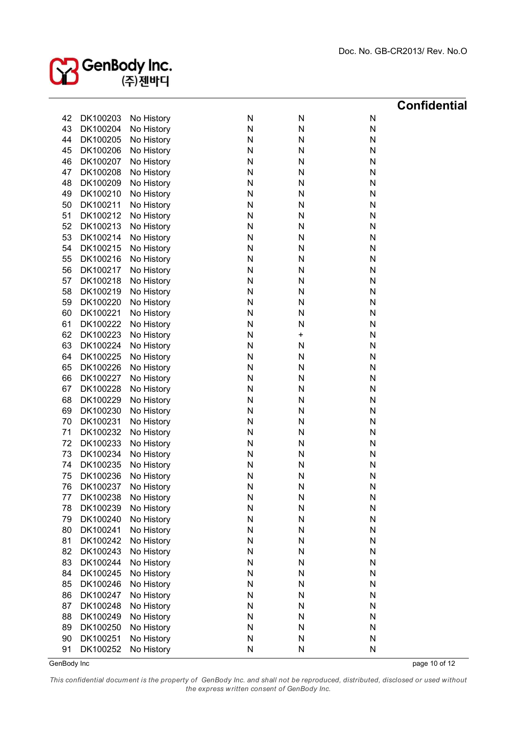Confidential

| | | | | | |
|---|---|---|---|---|---|
| 42 | DK100203 | No History | N | N | N |
| 43 | DK100204 | No History | N | N | N |
| 44 | DK100205 | No History | N | N | N |
| 45 | DK100206 | No History | N | N | N |
| 46 | DK100207 | No History | N | N | N |
| 47 | DK100208 | No History | N | N | N |
| 48 | DK100209 | No History | N | N | N |
| 49 | DK100210 | No History | N | N | N |
| 50 | DK100211 | No History | N | N | N |
| 51 | DK100212 | No History | N | N | N |
| 52 | DK100213 | No History | N | N | N |
| 53 | DK100214 | No History | N | N | N |
| 54 | DK100215 | No History | N | N | N |
| 55 | DK100216 | No History | N | N | N |
| 56 | DK100217 | No History | N | N | N |
| 57 | DK100218 | No History | N | N | N |
| 58 | DK100219 | No History | N | N | N |
| 59 | DK100220 | No History | N | N | N |
| 60 | DK100221 | No History | N | N | N |
| 61 | DK100222 | No History | N | N | N |
| 62 | DK100223 | No History | N | + | N |
| 63 | DK100224 | No History | N | N | N |
| 64 | DK100225 | No History | N | N | N |
| 65 | DK100226 | No History | N | N | N |
| 66 | DK100227 | No History | N | N | N |
| 67 | DK100228 | No History | N | N | N |
| 68 | DK100229 | No History | N | N | N |
| 69 | DK100230 | No History | N | N | N |
| 70 | DK100231 | No History | N | N | N |
| 71 | DK100232 | No History | N | N | N |
| 72 | DK100233 | No History | N | N | N |
| 73 | DK100234 | No History | N | N | N |
| 74 | DK100235 | No History | N | N | N |
| 75 | DK100236 | No History | N | N | N |
| 76 | DK100237 | No History | N | N | N |
| 77 | DK100238 | No History | N | N | N |
| 78 | DK100239 | No History | N | N | N |
| 79 | DK100240 | No History | N | N | N |
| 80 | DK100241 | No History | N | N | N |
| 81 | DK100242 | No History | N | N | N |
| 82 | DK100243 | No History | N | N | N |
| 83 | DK100244 | No History | N | N | N |
| 84 | DK100245 | No History | N | N | N |
| 85 | DK100246 | No History | N | N | N |
| 86 | DK100247 | No History | N | N | N |
| 87 | DK100248 | No History | N | N | N |
| 88 | DK100249 | No History | N | N | N |
| 89 | DK100250 | No History | N | N | N |
| 90 | DK100251 | No History | N | N | N |
| 91 | DK100252 | No History | N | N | N |

*This confidential document is the property of GenBody Inc. and shall not be reproduced, distributed, disclosed or used without the express written consent of GenBody Inc.*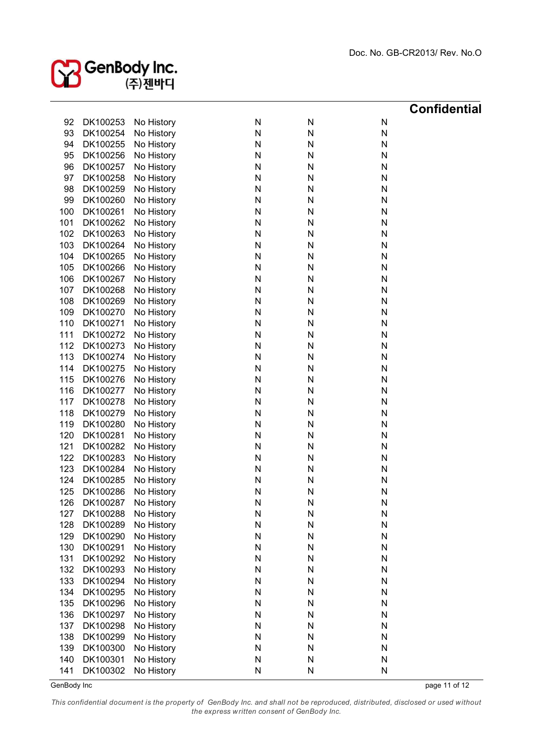**Confidential**

| | | | | | |
|---|---|---|---|---|---|
| 92 | DK100253 | No History | N | N | N |
| 93 | DK100254 | No History | N | N | N |
| 94 | DK100255 | No History | N | N | N |
| 95 | DK100256 | No History | N | N | N |
| 96 | DK100257 | No History | N | N | N |
| 97 | DK100258 | No History | N | N | N |
| 98 | DK100259 | No History | N | N | N |
| 99 | DK100260 | No History | N | N | N |
| 100 | DK100261 | No History | N | N | N |
| 101 | DK100262 | No History | N | N | N |
| 102 | DK100263 | No History | N | N | N |
| 103 | DK100264 | No History | N | N | N |
| 104 | DK100265 | No History | N | N | N |
| 105 | DK100266 | No History | N | N | N |
| 106 | DK100267 | No History | N | N | N |
| 107 | DK100268 | No History | N | N | N |
| 108 | DK100269 | No History | N | N | N |
| 109 | DK100270 | No History | N | N | N |
| 110 | DK100271 | No History | N | N | N |
| 111 | DK100272 | No History | N | N | N |
| 112 | DK100273 | No History | N | N | N |
| 113 | DK100274 | No History | N | N | N |
| 114 | DK100275 | No History | N | N | N |
| 115 | DK100276 | No History | N | N | N |
| 116 | DK100277 | No History | N | N | N |
| 117 | DK100278 | No History | N | N | N |
| 118 | DK100279 | No History | N | N | N |
| 119 | DK100280 | No History | N | N | N |
| 120 | DK100281 | No History | N | N | N |
| 121 | DK100282 | No History | N | N | N |
| 122 | DK100283 | No History | N | N | N |
| 123 | DK100284 | No History | N | N | N |
| 124 | DK100285 | No History | N | N | N |
| 125 | DK100286 | No History | N | N | N |
| 126 | DK100287 | No History | N | N | N |
| 127 | DK100288 | No History | N | N | N |
| 128 | DK100289 | No History | N | N | N |
| 129 | DK100290 | No History | N | N | N |
| 130 | DK100291 | No History | N | N | N |
| 131 | DK100292 | No History | N | N | N |
| 132 | DK100293 | No History | N | N | N |
| 133 | DK100294 | No History | N | N | N |
| 134 | DK100295 | No History | N | N | N |
| 135 | DK100296 | No History | N | N | N |
| 136 | DK100297 | No History | N | N | N |
| 137 | DK100298 | No History | N | N | N |
| 138 | DK100299 | No History | N | N | N |
| 139 | DK100300 | No History | N | N | N |
| 140 | DK100301 | No History | N | N | N |
| 141 | DK100302 | No History | N | N | N |

*This confidential document is the property of GenBody Inc. and shall not be reproduced, distributed, disclosed or used without the express written consent of GenBody Inc.*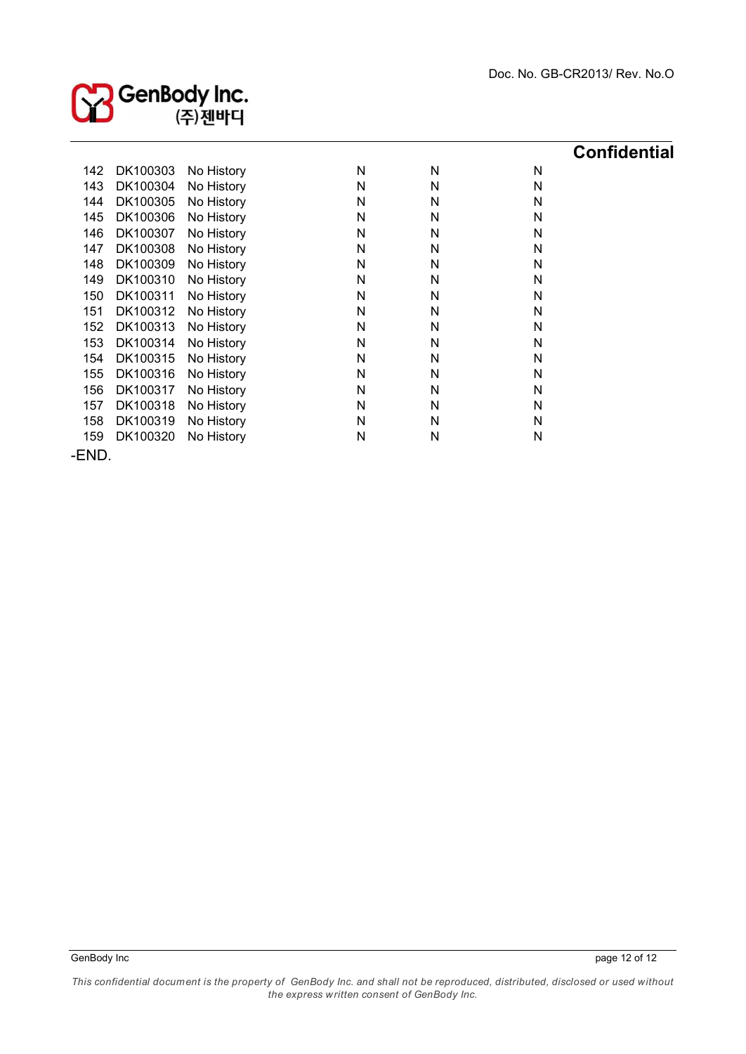**Confidential**

| | | | | | |
|---|---|---|---|---|---|
| 142 | DK100303 | No History | N | N | N |
| 143 | DK100304 | No History | N | N | N |
| 144 | DK100305 | No History | N | N | N |
| 145 | DK100306 | No History | N | N | N |
| 146 | DK100307 | No History | N | N | N |
| 147 | DK100308 | No History | N | N | N |
| 148 | DK100309 | No History | N | N | N |
| 149 | DK100310 | No History | N | N | N |
| 150 | DK100311 | No History | N | N | N |
| 151 | DK100312 | No History | N | N | N |
| 152 | DK100313 | No History | N | N | N |
| 153 | DK100314 | No History | N | N | N |
| 154 | DK100315 | No History | N | N | N |
| 155 | DK100316 | No History | N | N | N |
| 156 | DK100317 | No History | N | N | N |
| 157 | DK100318 | No History | N | N | N |
| 158 | DK100319 | No History | N | N | N |
| 159 | DK100320 | No History | N | N | N |

-END.